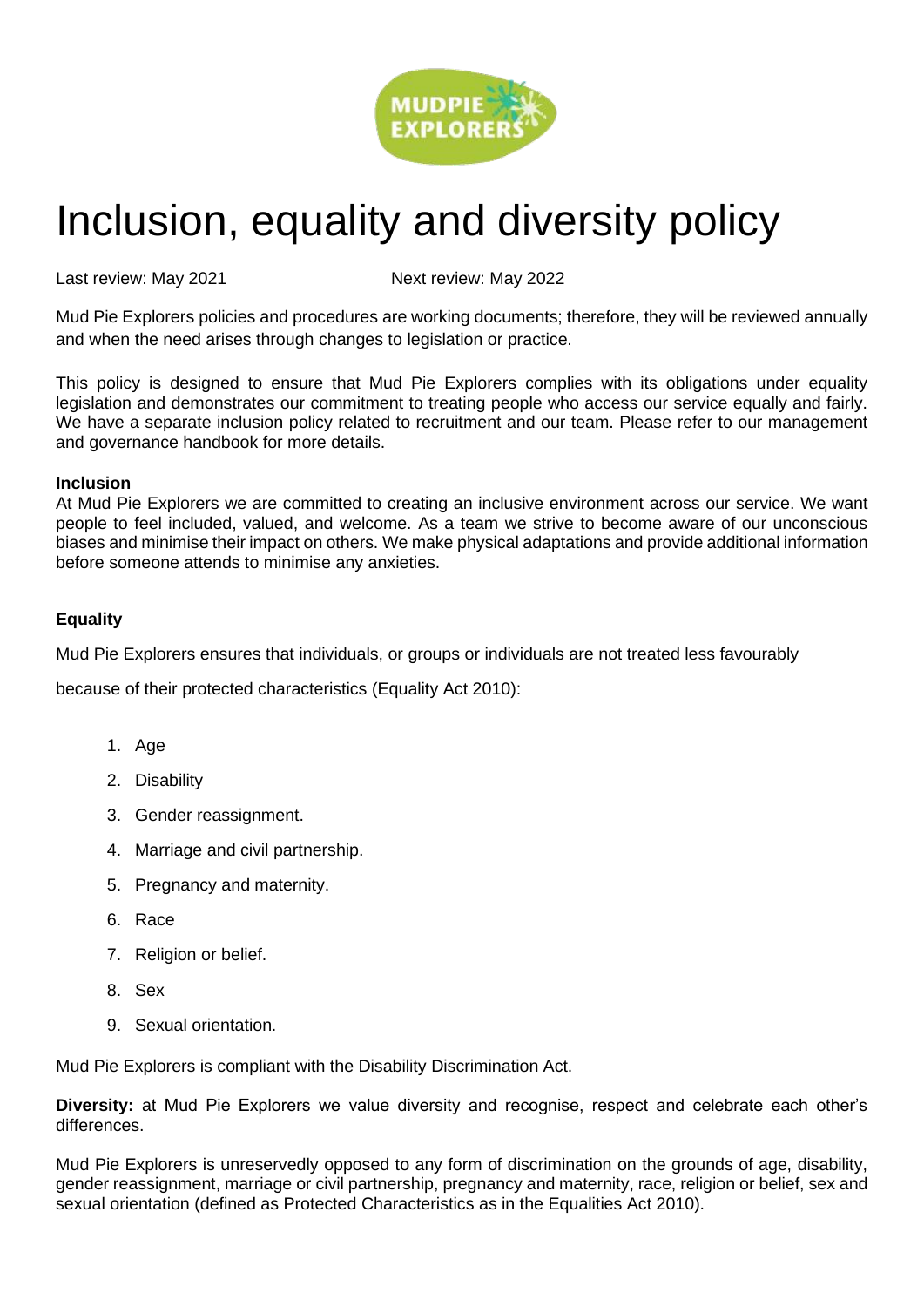# Inclusion, equality and diversity policy

Last review: May 2021 Next review: May 2022

Mud Pie Explorers policies and procedures are working documents; therefore, they will be reviewed annually and when the need arises through changes to legislation or practice.

This policy is designed to ensure that Mud Pie Explorers complies with its obligations under equality legislation and demonstrates our commitment to treating people who access our service equally and fairly. We have a separate inclusion policy related to recruitment and our team. Please refer to our management and governance handbook for more details.

**Inclusion**

At Mud Pie Explorers we are committed to creating an inclusive environment across our service. We want people to feel included, valued, and welcome. As a team we strive to become aware of our unconscious biases and minimise their impact on others. We make physical adaptations and provide additional information before someone attends to minimise any anxieties.

**Equality**

Mud Pie Explorers ensures that individuals, or groups or individuals are not treated less favourably because of their protected characteristics (Equality Act 2010):

1. Age
2. Disability
3. Gender reassignment.
4. Marriage and civil partnership.
5. Pregnancy and maternity.
6. Race
7. Religion or belief.
8. Sex
9. Sexual orientation.

Mud Pie Explorers is compliant with the Disability Discrimination Act.

**Diversity:** at Mud Pie Explorers we value diversity and recognise, respect and celebrate each other's differences.

Mud Pie Explorers is unreservedly opposed to any form of discrimination on the grounds of age, disability, gender reassignment, marriage or civil partnership, pregnancy and maternity, race, religion or belief, sex and sexual orientation (defined as Protected Characteristics as in the Equalities Act 2010).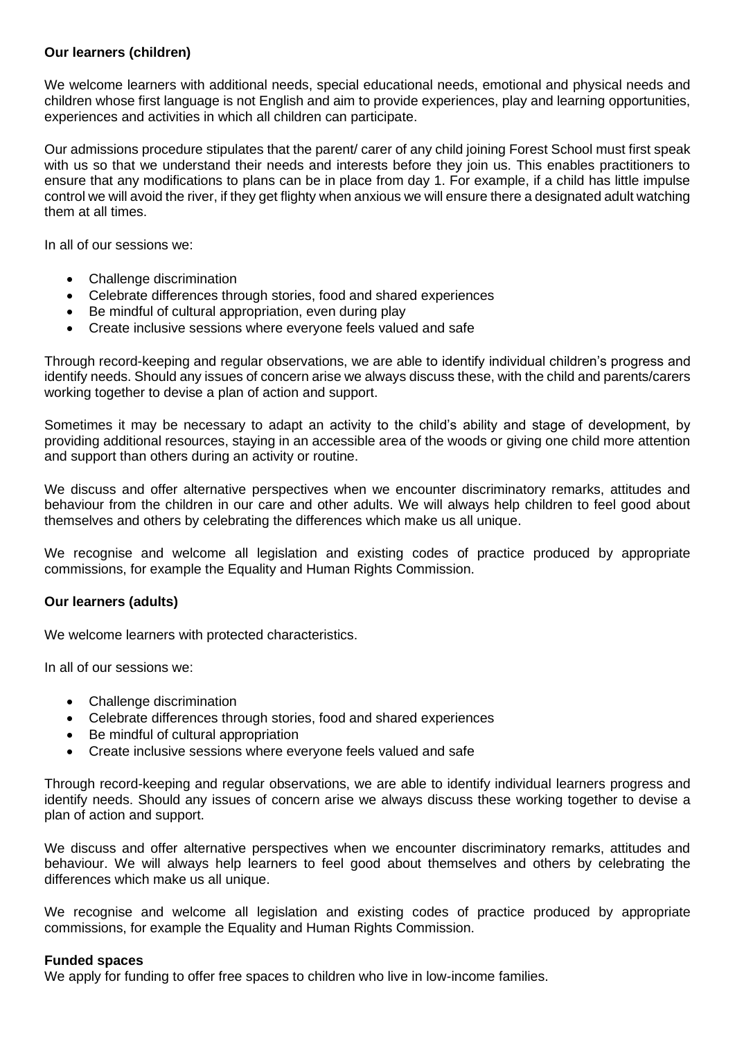**Our learners (children)**

We welcome learners with additional needs, special educational needs, emotional and physical needs and children whose first language is not English and aim to provide experiences, play and learning opportunities, experiences and activities in which all children can participate.

Our admissions procedure stipulates that the parent/ carer of any child joining Forest School must first speak with us so that we understand their needs and interests before they join us. This enables practitioners to ensure that any modifications to plans can be in place from day 1. For example, if a child has little impulse control we will avoid the river, if they get flighty when anxious we will ensure there a designated adult watching them at all times.

In all of our sessions we:

- Challenge discrimination
- Celebrate differences through stories, food and shared experiences
- Be mindful of cultural appropriation, even during play
- Create inclusive sessions where everyone feels valued and safe

Through record-keeping and regular observations, we are able to identify individual children's progress and identify needs. Should any issues of concern arise we always discuss these, with the child and parents/carers working together to devise a plan of action and support.

Sometimes it may be necessary to adapt an activity to the child's ability and stage of development, by providing additional resources, staying in an accessible area of the woods or giving one child more attention and support than others during an activity or routine.

We discuss and offer alternative perspectives when we encounter discriminatory remarks, attitudes and behaviour from the children in our care and other adults. We will always help children to feel good about themselves and others by celebrating the differences which make us all unique.

We recognise and welcome all legislation and existing codes of practice produced by appropriate commissions, for example the Equality and Human Rights Commission.

**Our learners (adults)**

We welcome learners with protected characteristics.

In all of our sessions we:

- Challenge discrimination
- Celebrate differences through stories, food and shared experiences
- Be mindful of cultural appropriation
- Create inclusive sessions where everyone feels valued and safe

Through record-keeping and regular observations, we are able to identify individual learners progress and identify needs. Should any issues of concern arise we always discuss these working together to devise a plan of action and support.

We discuss and offer alternative perspectives when we encounter discriminatory remarks, attitudes and behaviour. We will always help learners to feel good about themselves and others by celebrating the differences which make us all unique.

We recognise and welcome all legislation and existing codes of practice produced by appropriate commissions, for example the Equality and Human Rights Commission.

**Funded spaces**

We apply for funding to offer free spaces to children who live in low-income families.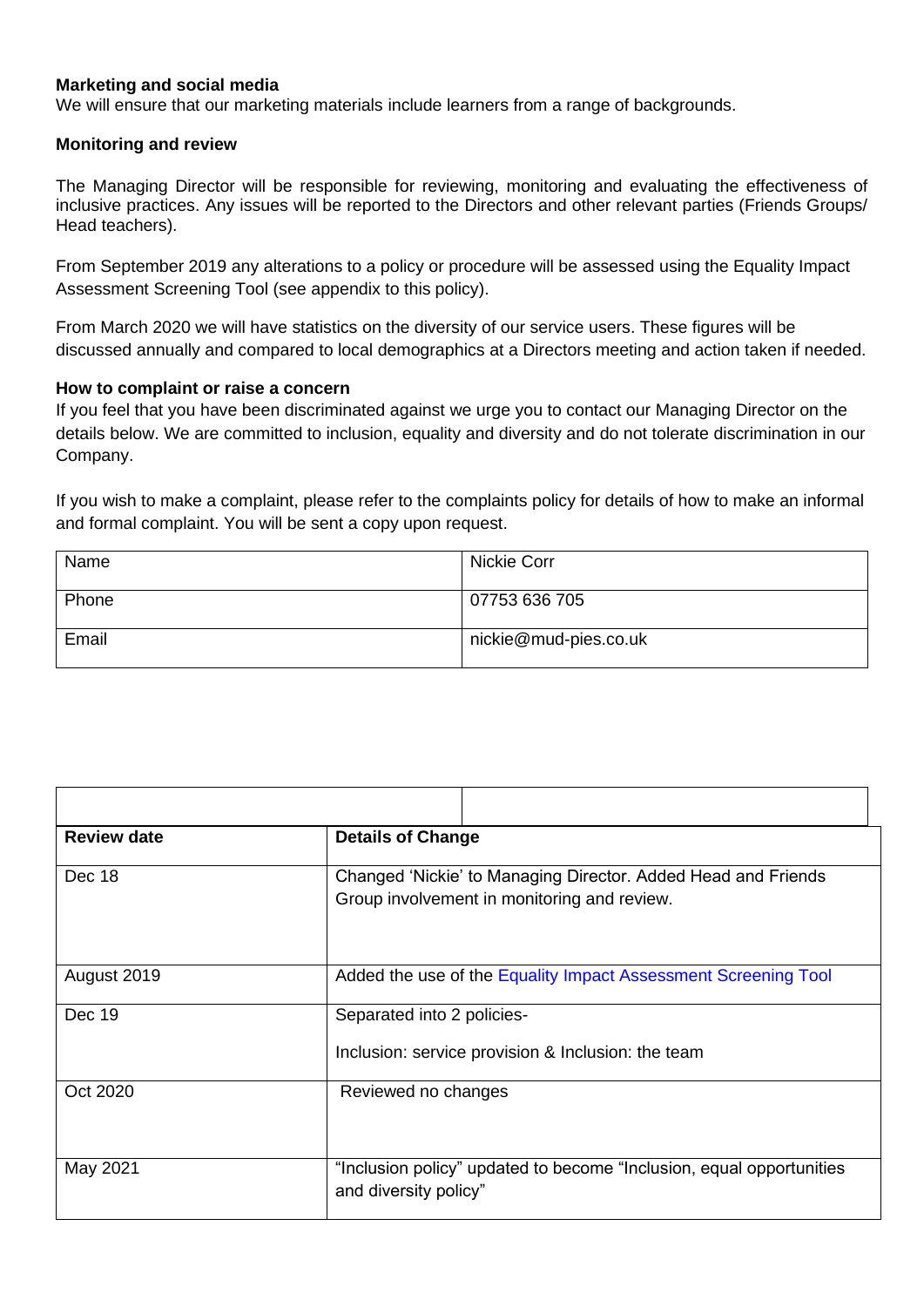**Marketing and social media**
We will ensure that our marketing materials include learners from a range of backgrounds.

**Monitoring and review**

The Managing Director will be responsible for reviewing, monitoring and evaluating the effectiveness of inclusive practices. Any issues will be reported to the Directors and other relevant parties (Friends Groups/ Head teachers).

From September 2019 any alterations to a policy or procedure will be assessed using the Equality Impact Assessment Screening Tool (see appendix to this policy).

From March 2020 we will have statistics on the diversity of our service users. These figures will be discussed annually and compared to local demographics at a Directors meeting and action taken if needed.

**How to complaint or raise a concern**
If you feel that you have been discriminated against we urge you to contact our Managing Director on the details below. We are committed to inclusion, equality and diversity and do not tolerate discrimination in our Company.

If you wish to make a complaint, please refer to the complaints policy for details of how to make an informal and formal complaint. You will be sent a copy upon request.

| Name | Nickie Corr |
|---|---|
| Phone | 07753 636 705 |
| Email | nickie@mud-pies.co.uk |

| **Review date** | **Details of Change** |
|---|---|
| Dec 18 | Changed 'Nickie' to Managing Director. Added Head and Friends Group involvement in monitoring and review. |
| August 2019 | Added the use of the Equality Impact Assessment Screening Tool |
| Dec 19 | Separated into 2 policies- Inclusion: service provision & Inclusion: the team |
| Oct 2020 | Reviewed no changes |
| May 2021 | "Inclusion policy" updated to become "Inclusion, equal opportunities and diversity policy" |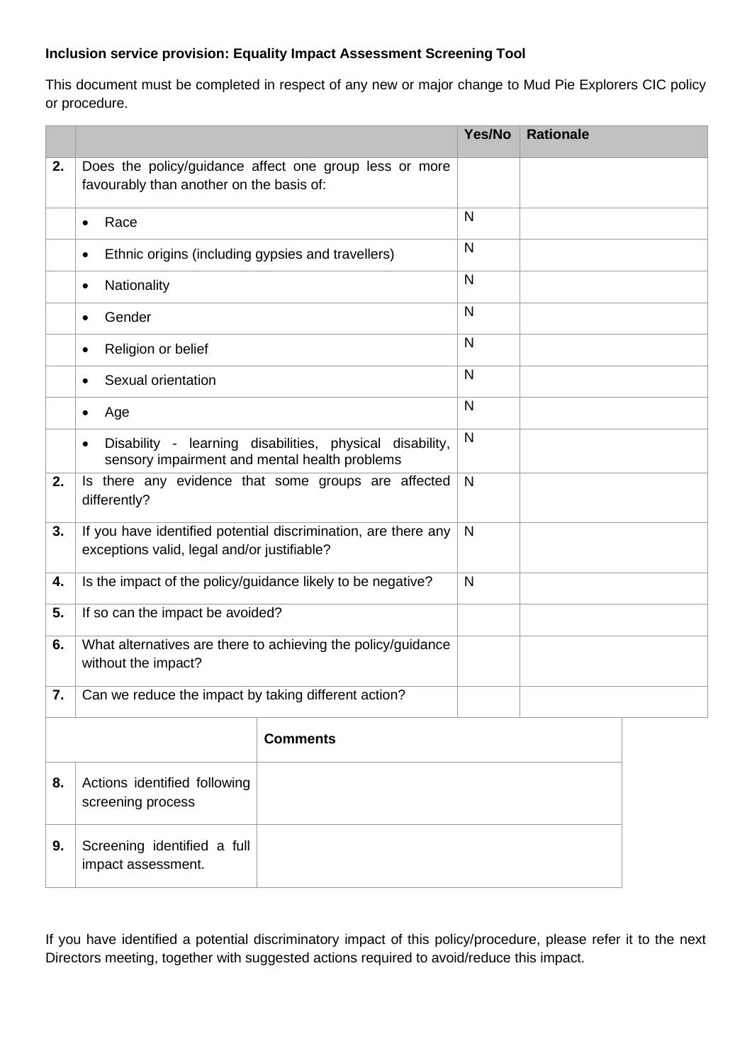**Inclusion service provision: Equality Impact Assessment Screening Tool**

This document must be completed in respect of any new or major change to Mud Pie Explorers CIC policy or procedure.

| | | Yes/No | Rationale |
|---|---|---|---|
| **2.** | Does the policy/guidance affect one group less or more favourably than another on the basis of: | | |
| | • Race | N | |
| | • Ethnic origins (including gypsies and travellers) | N | |
| | • Nationality | N | |
| | • Gender | N | |
| | • Religion or belief | N | |
| | • Sexual orientation | N | |
| | • Age | N | |
| | • Disability - learning disabilities, physical disability, sensory impairment and mental health problems | N | |
| **2.** | Is there any evidence that some groups are affected differently? | N | |
| **3.** | If you have identified potential discrimination, are there any exceptions valid, legal and/or justifiable? | N | |
| **4.** | Is the impact of the policy/guidance likely to be negative? | N | |
| **5.** | If so can the impact be avoided? | | |
| **6.** | What alternatives are there to achieving the policy/guidance without the impact? | | |
| **7.** | Can we reduce the impact by taking different action? | | |

| | | Comments |
|---|---|---|
| **8.** | Actions identified following screening process | |
| **9.** | Screening identified a full impact assessment. | |

If you have identified a potential discriminatory impact of this policy/procedure, please refer it to the next Directors meeting, together with suggested actions required to avoid/reduce this impact.